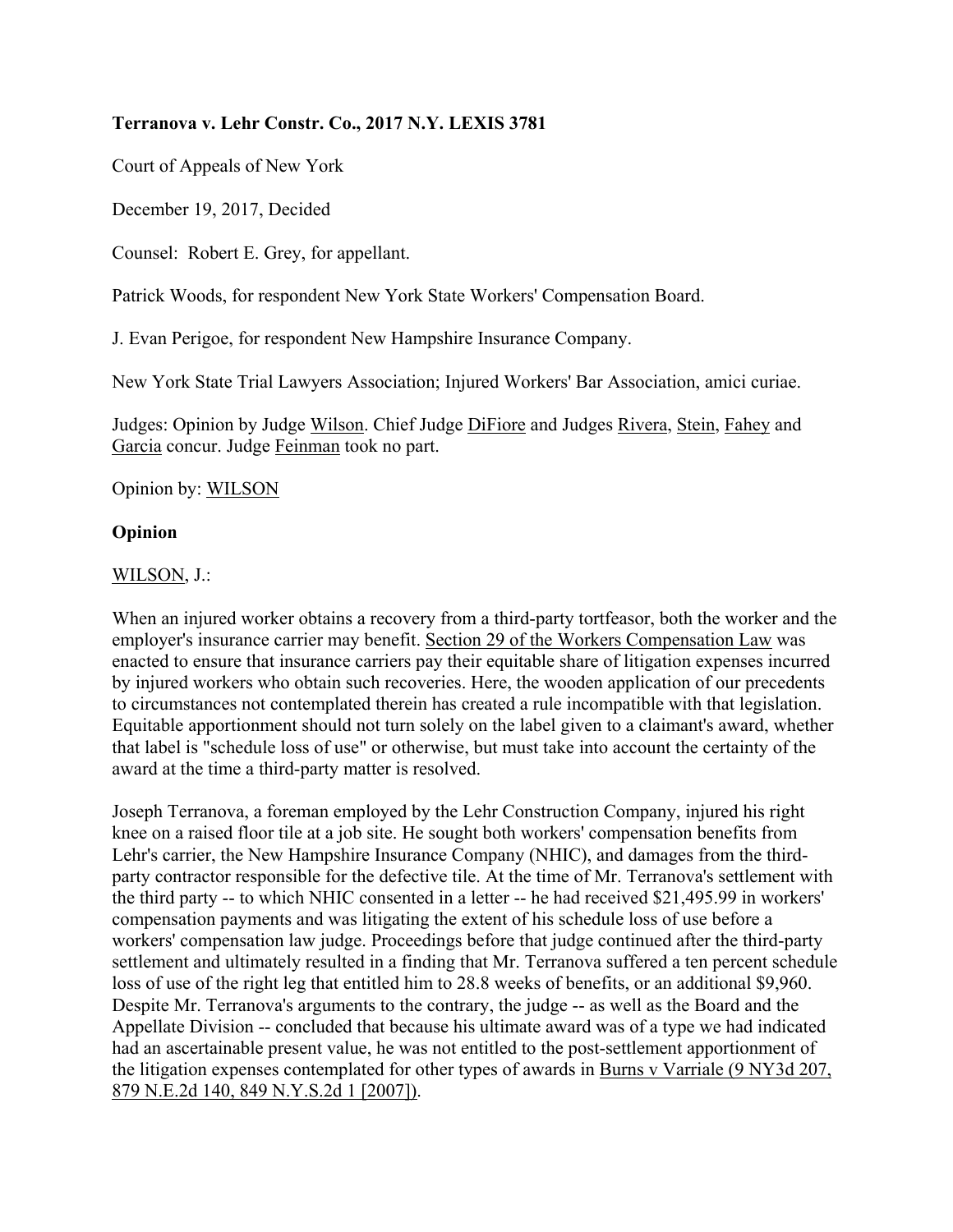**Terranova v. Lehr Constr. Co., 2017 N.Y. LEXIS 3781**

Court of Appeals of New York

December 19, 2017, Decided

Counsel: Robert E. Grey, for appellant.

Patrick Woods, for respondent New York State Workers' Compensation Board.

J. Evan Perigoe, for respondent New Hampshire Insurance Company.

New York State Trial Lawyers Association; Injured Workers' Bar Association, amici curiae.

Judges: Opinion by Judge Wilson. Chief Judge DiFiore and Judges Rivera, Stein, Fahey and Garcia concur. Judge Feinman took no part.

Opinion by: WILSON

**Opinion**

WILSON, J.:

When an injured worker obtains a recovery from a third-party tortfeasor, both the worker and the employer's insurance carrier may benefit. Section 29 of the Workers Compensation Law was enacted to ensure that insurance carriers pay their equitable share of litigation expenses incurred by injured workers who obtain such recoveries. Here, the wooden application of our precedents to circumstances not contemplated therein has created a rule incompatible with that legislation. Equitable apportionment should not turn solely on the label given to a claimant's award, whether that label is "schedule loss of use" or otherwise, but must take into account the certainty of the award at the time a third-party matter is resolved.

Joseph Terranova, a foreman employed by the Lehr Construction Company, injured his right knee on a raised floor tile at a job site. He sought both workers' compensation benefits from Lehr's carrier, the New Hampshire Insurance Company (NHIC), and damages from the third-party contractor responsible for the defective tile. At the time of Mr. Terranova's settlement with the third party -- to which NHIC consented in a letter -- he had received $21,495.99 in workers' compensation payments and was litigating the extent of his schedule loss of use before a workers' compensation law judge. Proceedings before that judge continued after the third-party settlement and ultimately resulted in a finding that Mr. Terranova suffered a ten percent schedule loss of use of the right leg that entitled him to 28.8 weeks of benefits, or an additional $9,960. Despite Mr. Terranova's arguments to the contrary, the judge -- as well as the Board and the Appellate Division -- concluded that because his ultimate award was of a type we had indicated had an ascertainable present value, he was not entitled to the post-settlement apportionment of the litigation expenses contemplated for other types of awards in Burns v Varriale (9 NY3d 207, 879 N.E.2d 140, 849 N.Y.S.2d 1 [2007]).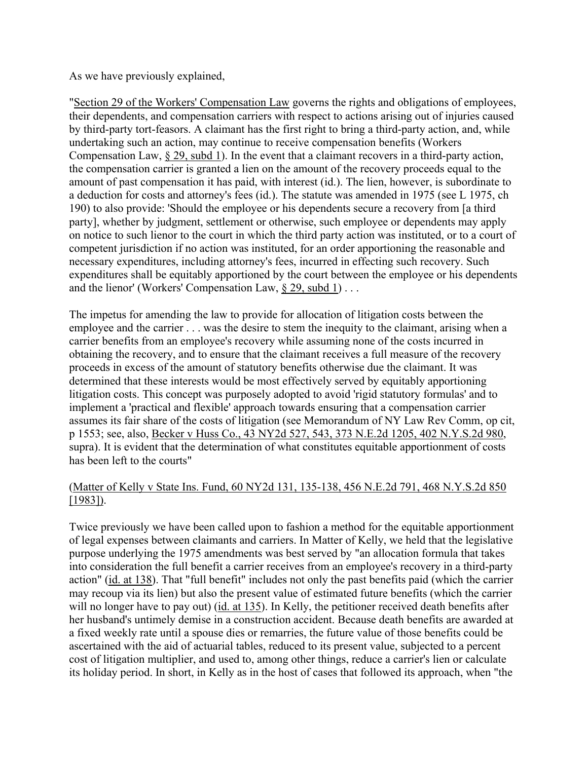As we have previously explained,

"Section 29 of the Workers' Compensation Law governs the rights and obligations of employees, their dependents, and compensation carriers with respect to actions arising out of injuries caused by third-party tort-feasors. A claimant has the first right to bring a third-party action, and, while undertaking such an action, may continue to receive compensation benefits (Workers Compensation Law, § 29, subd 1). In the event that a claimant recovers in a third-party action, the compensation carrier is granted a lien on the amount of the recovery proceeds equal to the amount of past compensation it has paid, with interest (id.). The lien, however, is subordinate to a deduction for costs and attorney's fees (id.). The statute was amended in 1975 (see L 1975, ch 190) to also provide: 'Should the employee or his dependents secure a recovery from [a third party], whether by judgment, settlement or otherwise, such employee or dependents may apply on notice to such lienor to the court in which the third party action was instituted, or to a court of competent jurisdiction if no action was instituted, for an order apportioning the reasonable and necessary expenditures, including attorney's fees, incurred in effecting such recovery. Such expenditures shall be equitably apportioned by the court between the employee or his dependents and the lienor' (Workers' Compensation Law, § 29, subd 1) . . .

The impetus for amending the law to provide for allocation of litigation costs between the employee and the carrier . . . was the desire to stem the inequity to the claimant, arising when a carrier benefits from an employee's recovery while assuming none of the costs incurred in obtaining the recovery, and to ensure that the claimant receives a full measure of the recovery proceeds in excess of the amount of statutory benefits otherwise due the claimant. It was determined that these interests would be most effectively served by equitably apportioning litigation costs. This concept was purposely adopted to avoid 'rigid statutory formulas' and to implement a 'practical and flexible' approach towards ensuring that a compensation carrier assumes its fair share of the costs of litigation (see Memorandum of NY Law Rev Comm, op cit, p 1553; see, also, Becker v Huss Co., 43 NY2d 527, 543, 373 N.E.2d 1205, 402 N.Y.S.2d 980, supra). It is evident that the determination of what constitutes equitable apportionment of costs has been left to the courts"

(Matter of Kelly v State Ins. Fund, 60 NY2d 131, 135-138, 456 N.E.2d 791, 468 N.Y.S.2d 850 [1983]).

Twice previously we have been called upon to fashion a method for the equitable apportionment of legal expenses between claimants and carriers. In Matter of Kelly, we held that the legislative purpose underlying the 1975 amendments was best served by "an allocation formula that takes into consideration the full benefit a carrier receives from an employee's recovery in a third-party action" (id. at 138). That "full benefit" includes not only the past benefits paid (which the carrier may recoup via its lien) but also the present value of estimated future benefits (which the carrier will no longer have to pay out) (id. at 135). In Kelly, the petitioner received death benefits after her husband's untimely demise in a construction accident. Because death benefits are awarded at a fixed weekly rate until a spouse dies or remarries, the future value of those benefits could be ascertained with the aid of actuarial tables, reduced to its present value, subjected to a percent cost of litigation multiplier, and used to, among other things, reduce a carrier's lien or calculate its holiday period. In short, in Kelly as in the host of cases that followed its approach, when "the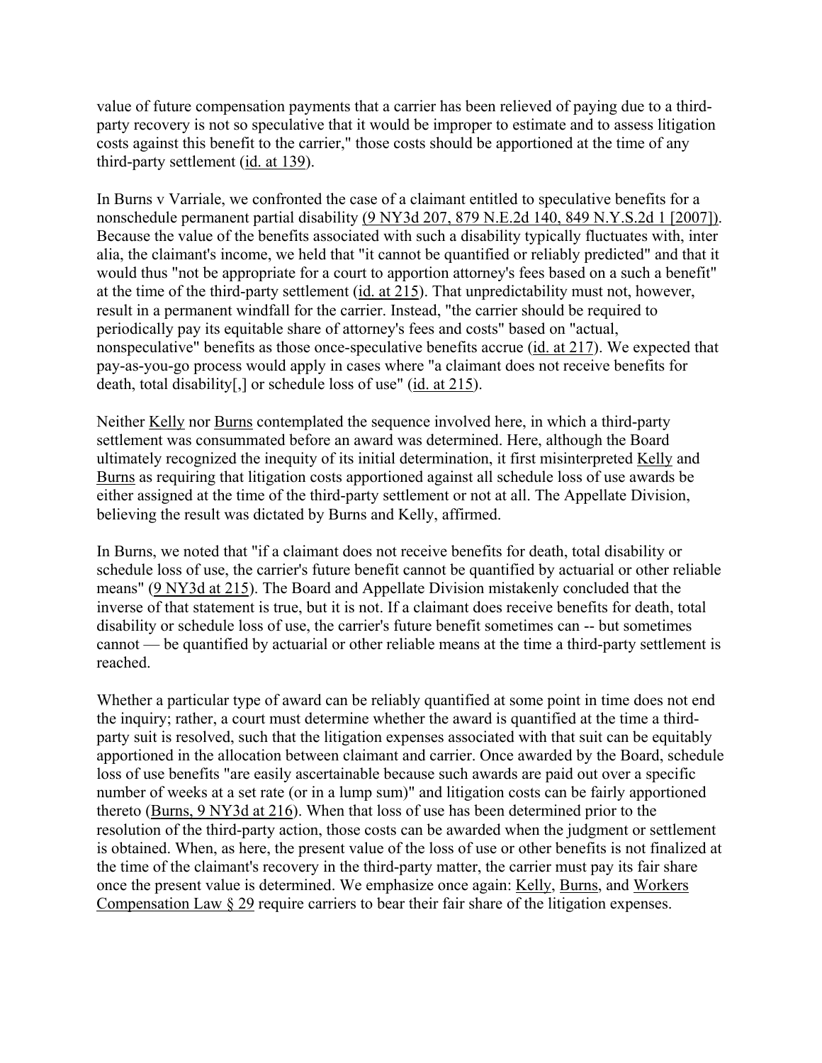value of future compensation payments that a carrier has been relieved of paying due to a third-party recovery is not so speculative that it would be improper to estimate and to assess litigation costs against this benefit to the carrier," those costs should be apportioned at the time of any third-party settlement (id. at 139).

In Burns v Varriale, we confronted the case of a claimant entitled to speculative benefits for a nonschedule permanent partial disability (9 NY3d 207, 879 N.E.2d 140, 849 N.Y.S.2d 1 [2007]). Because the value of the benefits associated with such a disability typically fluctuates with, inter alia, the claimant's income, we held that "it cannot be quantified or reliably predicted" and that it would thus "not be appropriate for a court to apportion attorney's fees based on a such a benefit" at the time of the third-party settlement (id. at 215). That unpredictability must not, however, result in a permanent windfall for the carrier. Instead, "the carrier should be required to periodically pay its equitable share of attorney's fees and costs" based on "actual, nonspeculative" benefits as those once-speculative benefits accrue (id. at 217). We expected that pay-as-you-go process would apply in cases where "a claimant does not receive benefits for death, total disability[,] or schedule loss of use" (id. at 215).

Neither Kelly nor Burns contemplated the sequence involved here, in which a third-party settlement was consummated before an award was determined. Here, although the Board ultimately recognized the inequity of its initial determination, it first misinterpreted Kelly and Burns as requiring that litigation costs apportioned against all schedule loss of use awards be either assigned at the time of the third-party settlement or not at all. The Appellate Division, believing the result was dictated by Burns and Kelly, affirmed.

In Burns, we noted that "if a claimant does not receive benefits for death, total disability or schedule loss of use, the carrier's future benefit cannot be quantified by actuarial or other reliable means" (9 NY3d at 215). The Board and Appellate Division mistakenly concluded that the inverse of that statement is true, but it is not. If a claimant does receive benefits for death, total disability or schedule loss of use, the carrier's future benefit sometimes can -- but sometimes cannot — be quantified by actuarial or other reliable means at the time a third-party settlement is reached.

Whether a particular type of award can be reliably quantified at some point in time does not end the inquiry; rather, a court must determine whether the award is quantified at the time a third-party suit is resolved, such that the litigation expenses associated with that suit can be equitably apportioned in the allocation between claimant and carrier. Once awarded by the Board, schedule loss of use benefits "are easily ascertainable because such awards are paid out over a specific number of weeks at a set rate (or in a lump sum)" and litigation costs can be fairly apportioned thereto (Burns, 9 NY3d at 216). When that loss of use has been determined prior to the resolution of the third-party action, those costs can be awarded when the judgment or settlement is obtained. When, as here, the present value of the loss of use or other benefits is not finalized at the time of the claimant's recovery in the third-party matter, the carrier must pay its fair share once the present value is determined. We emphasize once again: Kelly, Burns, and Workers Compensation Law § 29 require carriers to bear their fair share of the litigation expenses.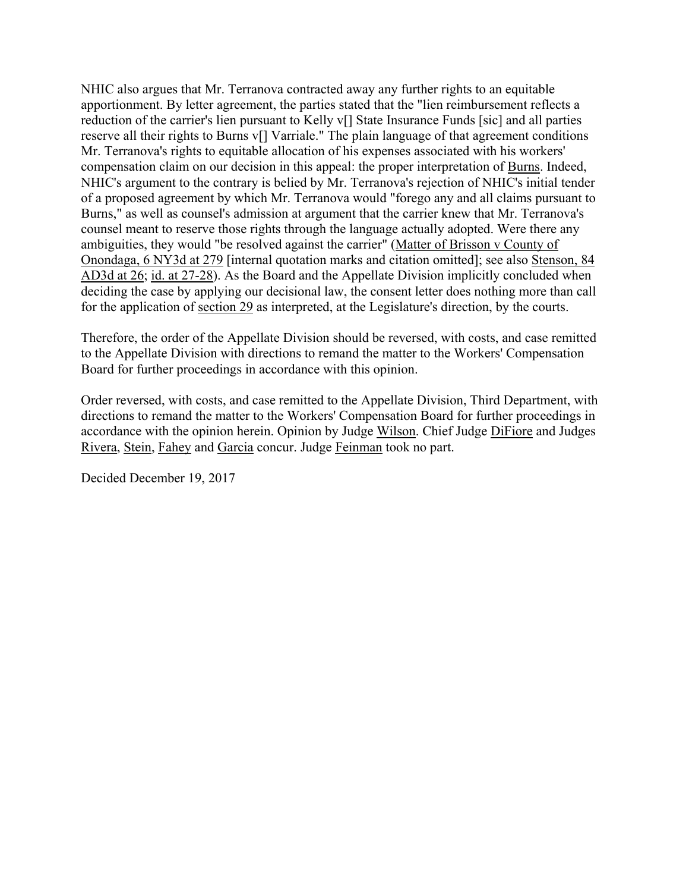NHIC also argues that Mr. Terranova contracted away any further rights to an equitable apportionment. By letter agreement, the parties stated that the "lien reimbursement reflects a reduction of the carrier's lien pursuant to Kelly v[] State Insurance Funds [sic] and all parties reserve all their rights to Burns v[] Varriale." The plain language of that agreement conditions Mr. Terranova's rights to equitable allocation of his expenses associated with his workers' compensation claim on our decision in this appeal: the proper interpretation of Burns. Indeed, NHIC's argument to the contrary is belied by Mr. Terranova's rejection of NHIC's initial tender of a proposed agreement by which Mr. Terranova would "forego any and all claims pursuant to Burns," as well as counsel's admission at argument that the carrier knew that Mr. Terranova's counsel meant to reserve those rights through the language actually adopted. Were there any ambiguities, they would "be resolved against the carrier" (Matter of Brisson v County of Onondaga, 6 NY3d at 279 [internal quotation marks and citation omitted]; see also Stenson, 84 AD3d at 26; id. at 27-28). As the Board and the Appellate Division implicitly concluded when deciding the case by applying our decisional law, the consent letter does nothing more than call for the application of section 29 as interpreted, at the Legislature's direction, by the courts.

Therefore, the order of the Appellate Division should be reversed, with costs, and case remitted to the Appellate Division with directions to remand the matter to the Workers' Compensation Board for further proceedings in accordance with this opinion.

Order reversed, with costs, and case remitted to the Appellate Division, Third Department, with directions to remand the matter to the Workers' Compensation Board for further proceedings in accordance with the opinion herein. Opinion by Judge Wilson. Chief Judge DiFiore and Judges Rivera, Stein, Fahey and Garcia concur. Judge Feinman took no part.

Decided December 19, 2017